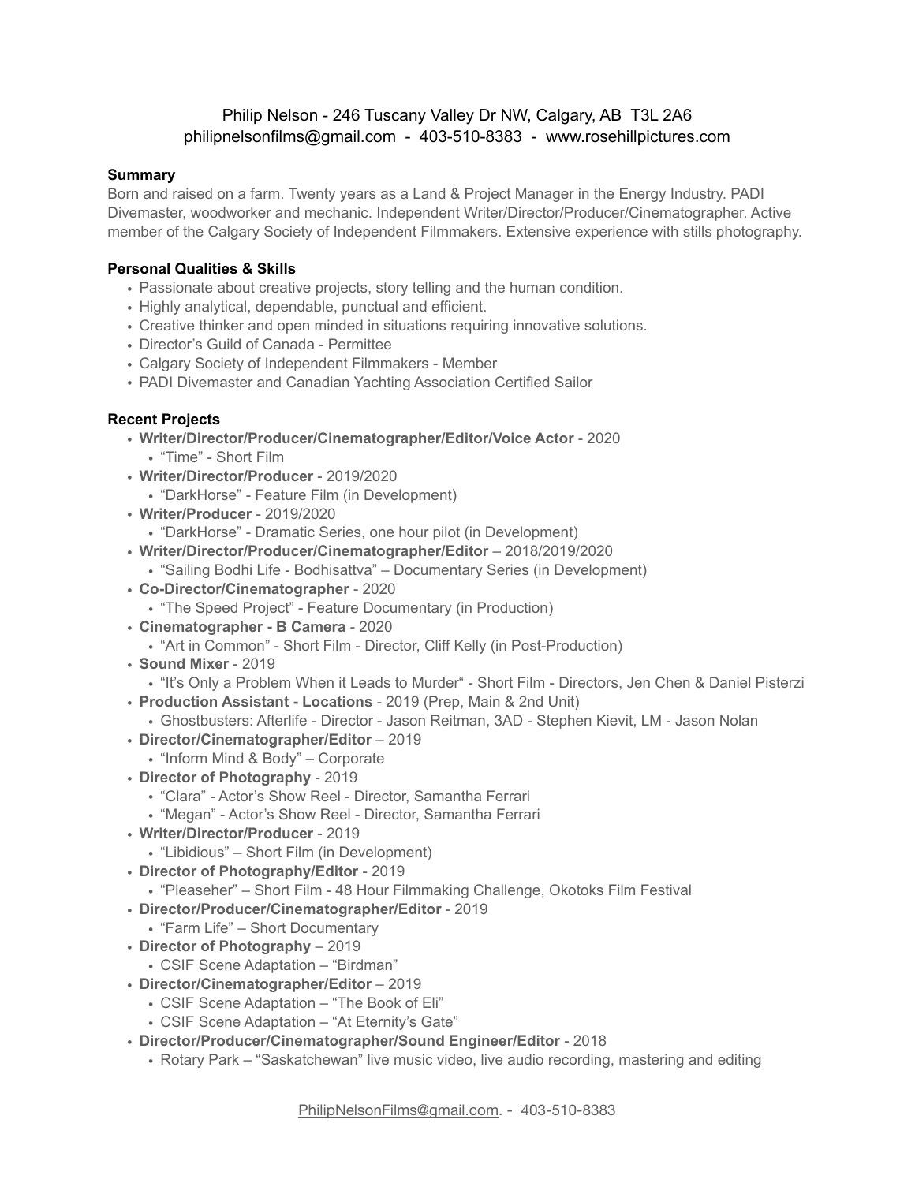Philip Nelson - 246 Tuscany Valley Dr NW, Calgary, AB T3L 2A6
philipnelsonfilms@gmail.com - 403-510-8383 - www.rosehillpictures.com

### Summary

Born and raised on a farm. Twenty years as a Land & Project Manager in the Energy Industry. PADI Divemaster, woodworker and mechanic. Independent Writer/Director/Producer/Cinematographer. Active member of the Calgary Society of Independent Filmmakers. Extensive experience with stills photography.

### Personal Qualities & Skills

- Passionate about creative projects, story telling and the human condition.
- Highly analytical, dependable, punctual and efficient.
- Creative thinker and open minded in situations requiring innovative solutions.
- Director's Guild of Canada - Permittee
- Calgary Society of Independent Filmmakers - Member
- PADI Divemaster and Canadian Yachting Association Certified Sailor

### Recent Projects

- **Writer/Director/Producer/Cinematographer/Editor/Voice Actor** - 2020
  - "Time" - Short Film
- **Writer/Director/Producer** - 2019/2020
  - "DarkHorse" - Feature Film (in Development)
- **Writer/Producer** - 2019/2020
  - "DarkHorse" - Dramatic Series, one hour pilot (in Development)
- **Writer/Director/Producer/Cinematographer/Editor** – 2018/2019/2020
  - "Sailing Bodhi Life - Bodhisattva" – Documentary Series (in Development)
- **Co-Director/Cinematographer** - 2020
  - "The Speed Project" - Feature Documentary (in Production)
- **Cinematographer - B Camera** - 2020
  - "Art in Common" - Short Film - Director, Cliff Kelly (in Post-Production)
- **Sound Mixer** - 2019
  - "It's Only a Problem When it Leads to Murder" - Short Film - Directors, Jen Chen & Daniel Pisterzi
- **Production Assistant - Locations** - 2019 (Prep, Main & 2nd Unit)
  - Ghostbusters: Afterlife - Director - Jason Reitman, 3AD - Stephen Kievit, LM - Jason Nolan
- **Director/Cinematographer/Editor** – 2019
  - "Inform Mind & Body" – Corporate
- **Director of Photography** - 2019
  - "Clara" - Actor's Show Reel - Director, Samantha Ferrari
  - "Megan" - Actor's Show Reel - Director, Samantha Ferrari
- **Writer/Director/Producer** - 2019
  - "Libidious" – Short Film (in Development)
- **Director of Photography/Editor** - 2019
  - "Pleaseher" – Short Film - 48 Hour Filmmaking Challenge, Okotoks Film Festival
- **Director/Producer/Cinematographer/Editor** - 2019
  - "Farm Life" – Short Documentary
- **Director of Photography** – 2019
  - CSIF Scene Adaptation – "Birdman"
- **Director/Cinematographer/Editor** – 2019
  - CSIF Scene Adaptation – "The Book of Eli"
  - CSIF Scene Adaptation – "At Eternity's Gate"
- **Director/Producer/Cinematographer/Sound Engineer/Editor** - 2018
  - Rotary Park – "Saskatchewan" live music video, live audio recording, mastering and editing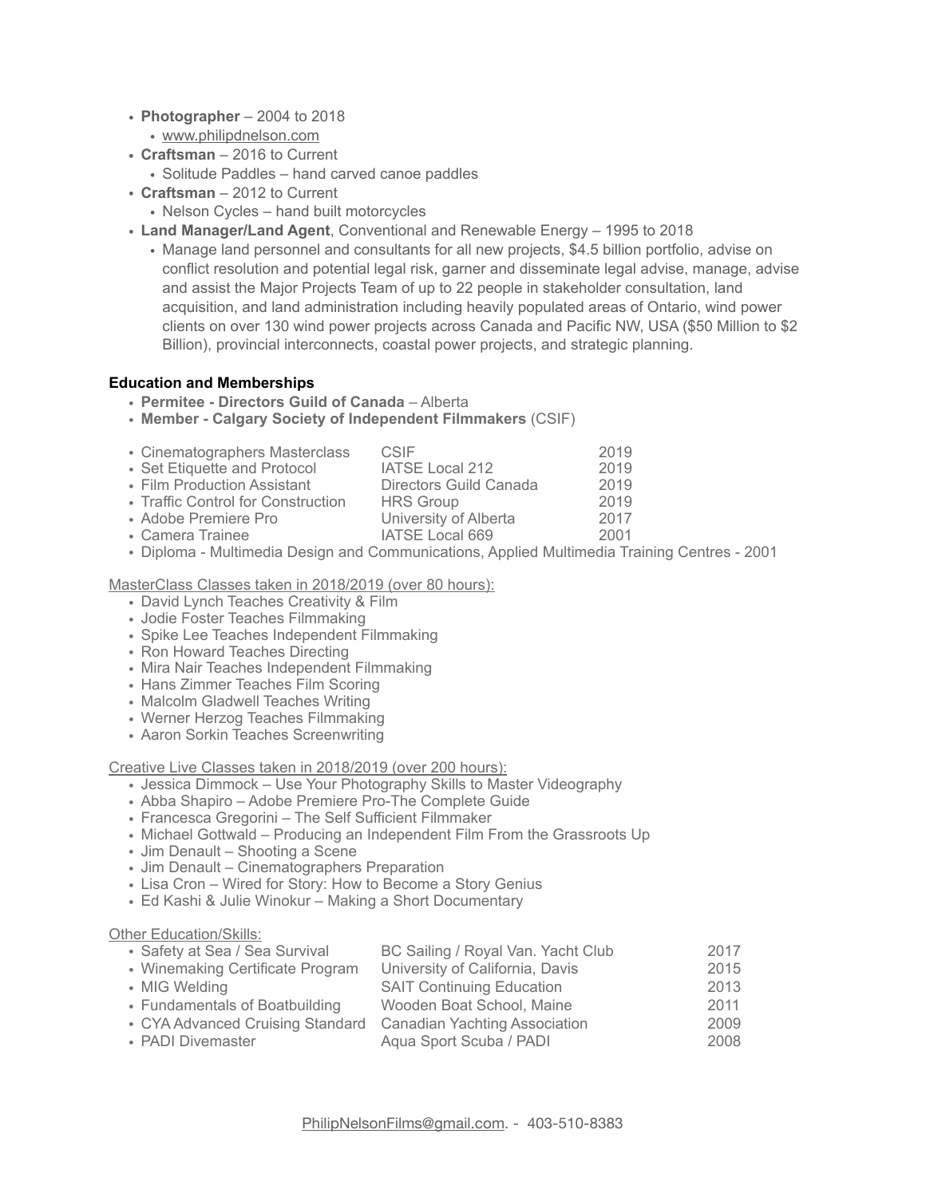- **Photographer** – 2004 to 2018
  - www.philipdnelson.com
- **Craftsman** – 2016 to Current
  - Solitude Paddles – hand carved canoe paddles
- **Craftsman** – 2012 to Current
  - Nelson Cycles – hand built motorcycles
- **Land Manager/Land Agent**, Conventional and Renewable Energy – 1995 to 2018
  - Manage land personnel and consultants for all new projects, $4.5 billion portfolio, advise on conflict resolution and potential legal risk, garner and disseminate legal advise, manage, advise and assist the Major Projects Team of up to 22 people in stakeholder consultation, land acquisition, and land administration including heavily populated areas of Ontario, wind power clients on over 130 wind power projects across Canada and Pacific NW, USA ($50 Million to $2 Billion), provincial interconnects, coastal power projects, and strategic planning.

**Education and Memberships**

- **Permitee - Directors Guild of Canada** – Alberta
- **Member - Calgary Society of Independent Filmmakers** (CSIF)

| | | |
|---|---|---|
| Cinematographers Masterclass | CSIF | 2019 |
| Set Etiquette and Protocol | IATSE Local 212 | 2019 |
| Film Production Assistant | Directors Guild Canada | 2019 |
| Traffic Control for Construction | HRS Group | 2019 |
| Adobe Premiere Pro | University of Alberta | 2017 |
| Camera Trainee | IATSE Local 669 | 2001 |

- Diploma - Multimedia Design and Communications, Applied Multimedia Training Centres - 2001

MasterClass Classes taken in 2018/2019 (over 80 hours):

- David Lynch Teaches Creativity & Film
- Jodie Foster Teaches Filmmaking
- Spike Lee Teaches Independent Filmmaking
- Ron Howard Teaches Directing
- Mira Nair Teaches Independent Filmmaking
- Hans Zimmer Teaches Film Scoring
- Malcolm Gladwell Teaches Writing
- Werner Herzog Teaches Filmmaking
- Aaron Sorkin Teaches Screenwriting

Creative Live Classes taken in 2018/2019 (over 200 hours):

- Jessica Dimmock – Use Your Photography Skills to Master Videography
- Abba Shapiro – Adobe Premiere Pro-The Complete Guide
- Francesca Gregorini – The Self Sufficient Filmmaker
- Michael Gottwald – Producing an Independent Film From the Grassroots Up
- Jim Denault – Shooting a Scene
- Jim Denault – Cinematographers Preparation
- Lisa Cron – Wired for Story: How to Become a Story Genius
- Ed Kashi & Julie Winokur – Making a Short Documentary

Other Education/Skills:

| | | |
|---|---|---|
| Safety at Sea / Sea Survival | BC Sailing / Royal Van. Yacht Club | 2017 |
| Winemaking Certificate Program | University of California, Davis | 2015 |
| MIG Welding | SAIT Continuing Education | 2013 |
| Fundamentals of Boatbuilding | Wooden Boat School, Maine | 2011 |
| CYA Advanced Cruising Standard | Canadian Yachting Association | 2009 |
| PADI Divemaster | Aqua Sport Scuba / PADI | 2008 |

PhilipNelsonFilms@gmail.com. - 403-510-8383